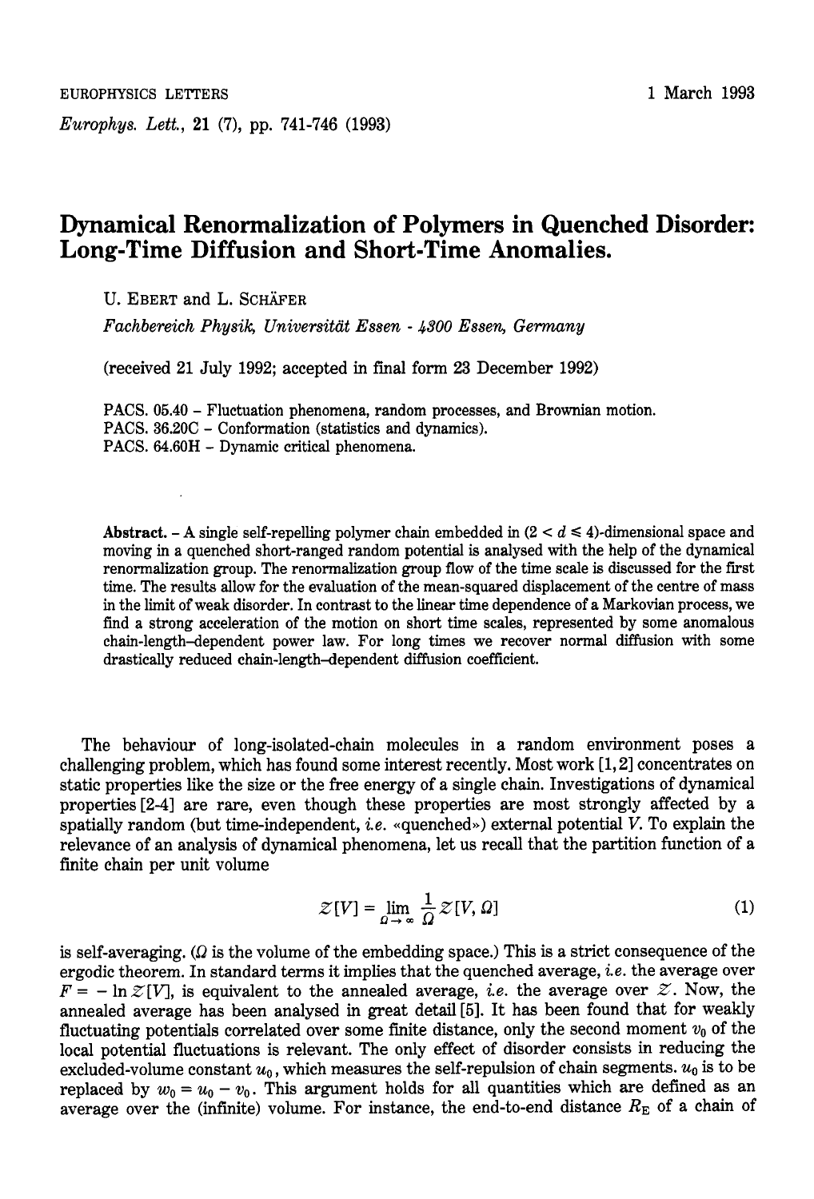# Dynamical Renormalization of Polymers in Quenched Disorder: Long-Time Diffusion and Short-Time Anomalies.

U. EBERT and L. SCHÄFER

*Fachbereich Physik, Universität Essen - 4300 Essen, Germany*

(received 21 July 1992; accepted in final form 23 December 1992)

PACS. 05.40 – Fluctuation phenomena, random processes, and Brownian motion.
PACS. 36.20C – Conformation (statistics and dynamics).
PACS. 64.60H – Dynamic critical phenomena.

**Abstract.** – A single self-repelling polymer chain embedded in $(2 < d \leq 4)$-dimensional space and moving in a quenched short-ranged random potential is analysed with the help of the dynamical renormalization group. The renormalization group flow of the time scale is discussed for the first time. The results allow for the evaluation of the mean-squared displacement of the centre of mass in the limit of weak disorder. In contrast to the linear time dependence of a Markovian process, we find a strong acceleration of the motion on short time scales, represented by some anomalous chain-length–dependent power law. For long times we recover normal diffusion with some drastically reduced chain-length–dependent diffusion coefficient.

The behaviour of long-isolated-chain molecules in a random environment poses a challenging problem, which has found some interest recently. Most work [1, 2] concentrates on static properties like the size or the free energy of a single chain. Investigations of dynamical properties [2-4] are rare, even though these properties are most strongly affected by a spatially random (but time-independent, *i.e.* «quenched») external potential $V$. To explain the relevance of an analysis of dynamical phenomena, let us recall that the partition function of a finite chain per unit volume

$$\mathcal{Z}[V] = \lim_{\Omega \to \infty} \frac{1}{\Omega} \mathcal{Z}[V, \Omega] \tag{1}$$

is self-averaging. ($\Omega$ is the volume of the embedding space.) This is a strict consequence of the ergodic theorem. In standard terms it implies that the quenched average, *i.e.* the average over $F = -\ln \mathcal{Z}[V]$, is equivalent to the annealed average, *i.e.* the average over $\mathcal{Z}$. Now, the annealed average has been analysed in great detail [5]. It has been found that for weakly fluctuating potentials correlated over some finite distance, only the second moment $v_0$ of the local potential fluctuations is relevant. The only effect of disorder consists in reducing the excluded-volume constant $u_0$, which measures the self-repulsion of chain segments. $u_0$ is to be replaced by $w_0 = u_0 - v_0$. This argument holds for all quantities which are defined as an average over the (infinite) volume. For instance, the end-to-end distance $R_E$ of a chain of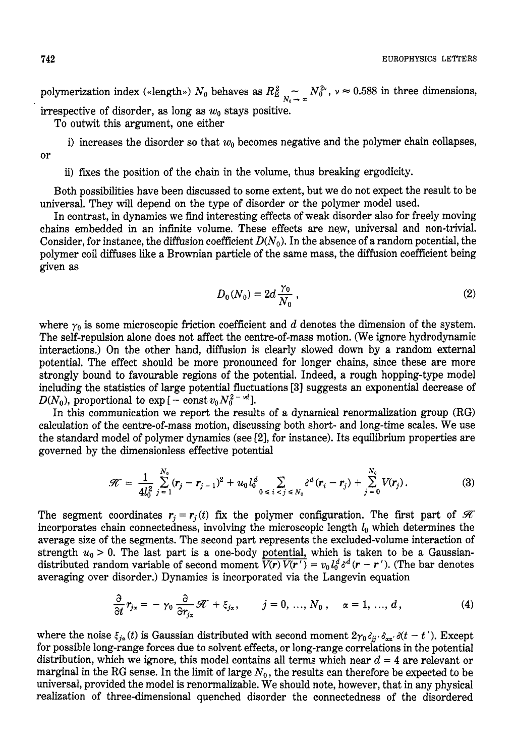polymerization index («length») $N_0$ behaves as $R_E^2 \underset{N_0 \to \infty}{\sim} N_0^{2\nu}$, $\nu \approx 0.588$ in three dimensions, irrespective of disorder, as long as $w_0$ stays positive.

To outwit this argument, one either

i) increases the disorder so that $w_0$ becomes negative and the polymer chain collapses,

or

ii) fixes the position of the chain in the volume, thus breaking ergodicity.

Both possibilities have been discussed to some extent, but we do not expect the result to be universal. They will depend on the type of disorder or the polymer model used.

In contrast, in dynamics we find interesting effects of weak disorder also for freely moving chains embedded in an infinite volume. These effects are new, universal and non-trivial. Consider, for instance, the diffusion coefficient $D(N_0)$. In the absence of a random potential, the polymer coil diffuses like a Brownian particle of the same mass, the diffusion coefficient being given as

$$D_0(N_0) = 2d \frac{\gamma_0}{N_0}, \tag{2}$$

where $\gamma_0$ is some microscopic friction coefficient and $d$ denotes the dimension of the system. The self-repulsion alone does not affect the centre-of-mass motion. (We ignore hydrodynamic interactions.) On the other hand, diffusion is clearly slowed down by a random external potential. The effect should be more pronounced for longer chains, since these are more strongly bound to favourable regions of the potential. Indeed, a rough hopping-type model including the statistics of large potential fluctuations [3] suggests an exponential decrease of $D(N_0)$, proportional to $\exp[-\text{const}\, v_0 N_0^{2-\nu d}]$.

In this communication we report the results of a dynamical renormalization group (RG) calculation of the centre-of-mass motion, discussing both short- and long-time scales. We use the standard model of polymer dynamics (see [2], for instance). Its equilibrium properties are governed by the dimensionless effective potential

$$\mathcal{H} = \frac{1}{4l_0^2} \sum_{j=1}^{N_0} (\mathbf{r}_j - \mathbf{r}_{j-1})^2 + u_0 l_0^d \sum_{0 \le i < j \le N_0} \delta^d(\mathbf{r}_i - \mathbf{r}_j) + \sum_{j=0}^{N_0} V(\mathbf{r}_j). \tag{3}$$

The segment coordinates $\mathbf{r}_j = \mathbf{r}_j(t)$ fix the polymer configuration. The first part of $\mathcal{H}$ incorporates chain connectedness, involving the microscopic length $l_0$ which determines the average size of the segments. The second part represents the excluded-volume interaction of strength $u_0 > 0$. The last part is a one-body potential, which is taken to be a Gaussian-distributed random variable of second moment $\overline{V(\mathbf{r})V(\mathbf{r}')} = v_0 l_0^d \delta^d(\mathbf{r} - \mathbf{r}')$. (The bar denotes averaging over disorder.) Dynamics is incorporated via the Langevin equation

$$\frac{\partial}{\partial t} r_{j\alpha} = -\gamma_0 \frac{\partial}{\partial r_{j\alpha}} \mathcal{H} + \xi_{j\alpha}, \qquad j = 0, \ldots, N_0, \quad \alpha = 1, \ldots, d, \tag{4}$$

where the noise $\xi_{j\alpha}(t)$ is Gaussian distributed with second moment $2\gamma_0 \delta_{jj'} \delta_{\alpha\alpha'} \delta(t - t')$. Except for possible long-range forces due to solvent effects, or long-range correlations in the potential distribution, which we ignore, this model contains all terms which near $d = 4$ are relevant or marginal in the RG sense. In the limit of large $N_0$, the results can therefore be expected to be universal, provided the model is renormalizable. We should note, however, that in any physical realization of three-dimensional quenched disorder the connectedness of the disordered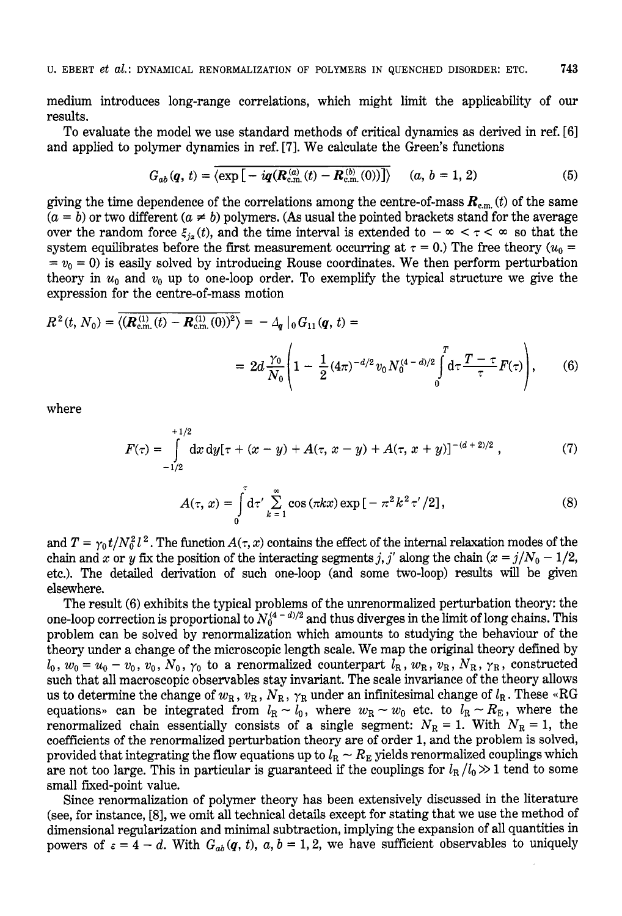medium introduces long-range correlations, which might limit the applicability of our results.

To evaluate the model we use standard methods of critical dynamics as derived in ref. [6] and applied to polymer dynamics in ref. [7]. We calculate the Green's functions

$$G_{ab}(\boldsymbol{q}, t) = \overline{\langle \exp[-i\boldsymbol{q}(\boldsymbol{R}^{(a)}_{\text{c.m.}}(t) - \boldsymbol{R}^{(b)}_{\text{c.m.}}(0))]\rangle} \qquad (a, b = 1, 2) \tag{5}$$

giving the time dependence of the correlations among the centre-of-mass $\boldsymbol{R}_{\text{c.m.}}(t)$ of the same ($a = b$) or two different ($a \neq b$) polymers. (As usual the pointed brackets stand for the average over the random force $\xi_{j\alpha}(t)$, and the time interval is extended to $-\infty < \tau < \infty$ so that the system equilibrates before the first measurement occurring at $\tau = 0$.) The free theory ($u_0 = v_0 = 0$) is easily solved by introducing Rouse coordinates. We then perform perturbation theory in $u_0$ and $v_0$ up to one-loop order. To exemplify the typical structure we give the expression for the centre-of-mass motion

$$R^2(t, N_0) = \overline{\langle (\boldsymbol{R}^{(1)}_{\text{c.m.}}(t) - \boldsymbol{R}^{(1)}_{\text{c.m.}}(0))^2\rangle} = -\Delta_q\, |_0\, G_{11}(\boldsymbol{q}, t) =$$

$$= 2d\frac{\gamma_0}{N_0}\left(1 - \frac{1}{2}(4\pi)^{-d/2} v_0 N_0^{(4-d)/2}\int_0^T \mathrm{d}\tau \frac{T-\tau}{\tau} F(\tau)\right), \tag{6}$$

where

$$F(\tau) = \int_{-1/2}^{+1/2} \mathrm{d}x\, \mathrm{d}y [\tau + (x - y) + A(\tau, x - y) + A(\tau, x + y)]^{-(d+2)/2}, \tag{7}$$

$$A(\tau, x) = \int_0^\tau \mathrm{d}\tau' \sum_{k=1}^{\infty} \cos(\pi k x) \exp[-\pi^2 k^2 \tau'/2], \tag{8}$$

and $T = \gamma_0 t / N_0^2 l^2$. The function $A(\tau, x)$ contains the effect of the internal relaxation modes of the chain and $x$ or $y$ fix the position of the interacting segments $j, j'$ along the chain ($x = j/N_0 - 1/2$, etc.). The detailed derivation of such one-loop (and some two-loop) results will be given elsewhere.

The result (6) exhibits the typical problems of the unrenormalized perturbation theory: the one-loop correction is proportional to $N_0^{(4-d)/2}$ and thus diverges in the limit of long chains. This problem can be solved by renormalization which amounts to studying the behaviour of the theory under a change of the microscopic length scale. We map the original theory defined by $l_0$, $w_0 = u_0 - v_0$, $v_0$, $N_0$, $\gamma_0$ to a renormalized counterpart $l_R$, $w_R$, $v_R$, $N_R$, $\gamma_R$, constructed such that all macroscopic observables stay invariant. The scale invariance of the theory allows us to determine the change of $w_R$, $v_R$, $N_R$, $\gamma_R$ under an infinitesimal change of $l_R$. These «RG equations» can be integrated from $l_R \sim l_0$, where $w_R \sim w_0$ etc. to $l_R \sim R_E$, where the renormalized chain essentially consists of a single segment: $N_R = 1$. With $N_R = 1$, the coefficients of the renormalized perturbation theory are of order 1, and the problem is solved, provided that integrating the flow equations up to $l_R \sim R_E$ yields renormalized couplings which are not too large. This in particular is guaranteed if the couplings for $l_R/l_0 \gg 1$ tend to some small fixed-point value.

Since renormalization of polymer theory has been extensively discussed in the literature (see, for instance, [8], we omit all technical details except for stating that we use the method of dimensional regularization and minimal subtraction, implying the expansion of all quantities in powers of $\varepsilon = 4 - d$. With $G_{ab}(\boldsymbol{q}, t)$, $a, b = 1, 2$, we have sufficient observables to uniquely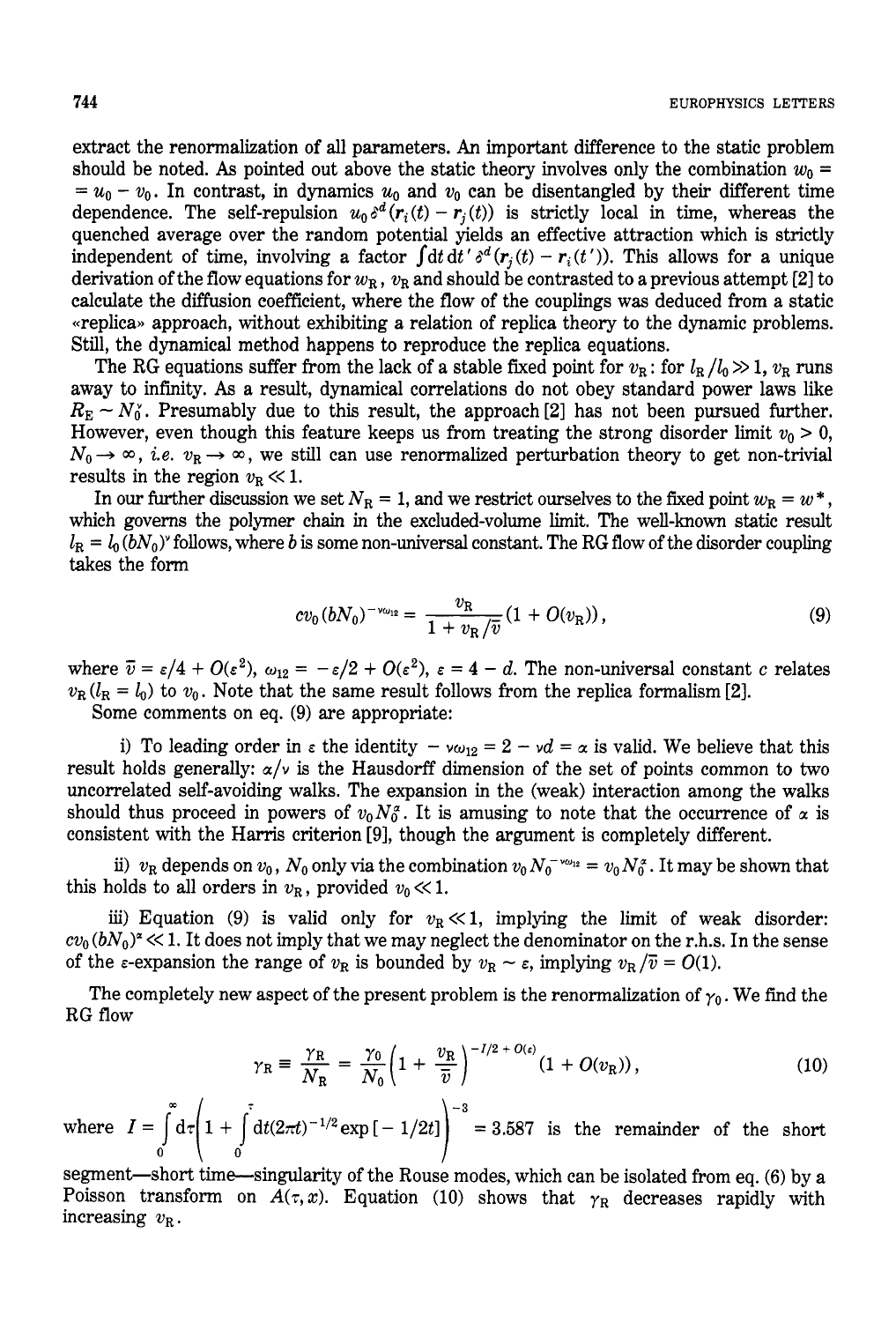extract the renormalization of all parameters. An important difference to the static problem should be noted. As pointed out above the static theory involves only the combination $w_0 = u_0 - v_0$. In contrast, in dynamics $u_0$ and $v_0$ can be disentangled by their different time dependence. The self-repulsion $u_0 \delta^d(r_i(t) - r_j(t))$ is strictly local in time, whereas the quenched average over the random potential yields an effective attraction which is strictly independent of time, involving a factor $\int dt\, dt'\, \delta^d(r_j(t) - r_i(t'))$. This allows for a unique derivation of the flow equations for $w_R$, $v_R$ and should be contrasted to a previous attempt [2] to calculate the diffusion coefficient, where the flow of the couplings was deduced from a static «replica» approach, without exhibiting a relation of replica theory to the dynamic problems. Still, the dynamical method happens to reproduce the replica equations.

The RG equations suffer from the lack of a stable fixed point for $v_R$: for $l_R/l_0 \gg 1$, $v_R$ runs away to infinity. As a result, dynamical correlations do not obey standard power laws like $R_E \sim N_0^{\nu}$. Presumably due to this result, the approach [2] has not been pursued further. However, even though this feature keeps us from treating the strong disorder limit $v_0 > 0$, $N_0 \to \infty$, *i.e.* $v_R \to \infty$, we still can use renormalized perturbation theory to get non-trivial results in the region $v_R \ll 1$.

In our further discussion we set $N_R = 1$, and we restrict ourselves to the fixed point $w_R = w^*$, which governs the polymer chain in the excluded-volume limit. The well-known static result $l_R = l_0 (bN_0)^{\nu}$ follows, where $b$ is some non-universal constant. The RG flow of the disorder coupling takes the form

$$c v_0 (bN_0)^{-\nu\omega_{12}} = \frac{v_R}{1 + v_R/\bar{v}} (1 + O(v_R)), \tag{9}$$

where $\bar{v} = \varepsilon/4 + O(\varepsilon^2)$, $\omega_{12} = -\varepsilon/2 + O(\varepsilon^2)$, $\varepsilon = 4 - d$. The non-universal constant $c$ relates $v_R(l_R = l_0)$ to $v_0$. Note that the same result follows from the replica formalism [2].

Some comments on eq. (9) are appropriate:

i) To leading order in $\varepsilon$ the identity $-\nu\omega_{12} = 2 - \nu d = \alpha$ is valid. We believe that this result holds generally: $\alpha/\nu$ is the Hausdorff dimension of the set of points common to two uncorrelated self-avoiding walks. The expansion in the (weak) interaction among the walks should thus proceed in powers of $v_0 N_0^{\alpha}$. It is amusing to note that the occurrence of $\alpha$ is consistent with the Harris criterion [9], though the argument is completely different.

ii) $v_R$ depends on $v_0$, $N_0$ only via the combination $v_0 N_0^{-\nu\omega_{12}} = v_0 N_0^{\alpha}$. It may be shown that this holds to all orders in $v_R$, provided $v_0 \ll 1$.

iii) Equation (9) is valid only for $v_R \ll 1$, implying the limit of weak disorder: $c v_0 (bN_0)^{\alpha} \ll 1$. It does not imply that we may neglect the denominator on the r.h.s. In the sense of the $\varepsilon$-expansion the range of $v_R$ is bounded by $v_R \sim \varepsilon$, implying $v_R/\bar{v} = O(1)$.

The completely new aspect of the present problem is the renormalization of $\gamma_0$. We find the RG flow

$$\gamma_R \equiv \frac{\gamma_R}{N_R} = \frac{\gamma_0}{N_0}\left(1 + \frac{v_R}{\bar{v}}\right)^{-I/2 + O(\varepsilon)} (1 + O(v_R)), \tag{10}$$

where $I = \int_0^{\infty} d\tau \left(1 + \int_0^{\tau} dt (2\pi t)^{-1/2} \exp[-1/2t]\right)^{-3} = 3.587$ is the remainder of the short segment—short time—singularity of the Rouse modes, which can be isolated from eq. (6) by a Poisson transform on $A(\tau, x)$. Equation (10) shows that $\gamma_R$ decreases rapidly with increasing $v_R$.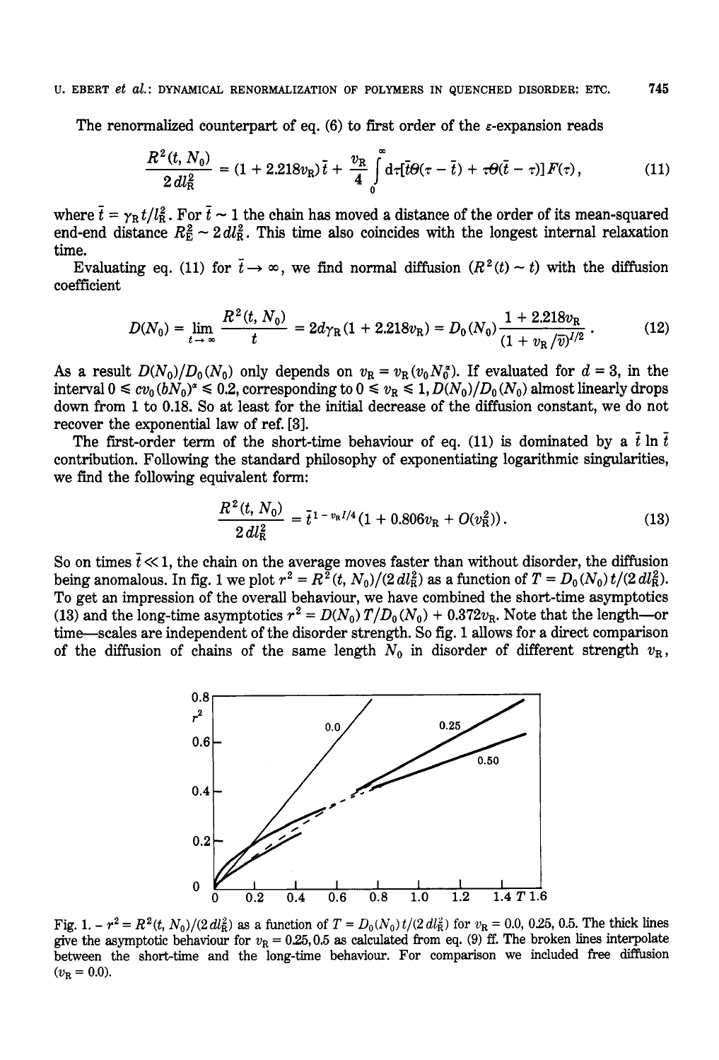The renormalized counterpart of eq. (6) to first order of the $\varepsilon$-expansion reads

$$\frac{R^2(t, N_0)}{2dl_R^2} = (1 + 2.218v_R)\bar{t} + \frac{v_R}{4}\int_0^\infty \mathrm{d}\tau[\bar{t}\theta(\tau - \bar{t}) + \tau\theta(\bar{t} - \tau)]F(\tau), \tag{11}$$

where $\bar{t} = \gamma_R t / l_R^2$. For $\bar{t} \sim 1$ the chain has moved a distance of the order of its mean-squared end-end distance $R_E^2 \sim 2dl_R^2$. This time also coincides with the longest internal relaxation time.

Evaluating eq. (11) for $\bar{t} \to \infty$, we find normal diffusion ($R^2(t) \sim t$) with the diffusion coefficient

$$D(N_0) = \lim_{t \to \infty} \frac{R^2(t, N_0)}{t} = 2d\gamma_R(1 + 2.218v_R) = D_0(N_0)\frac{1 + 2.218v_R}{(1 + v_R/\bar{v})^{1/2}}. \tag{12}$$

As a result $D(N_0)/D_0(N_0)$ only depends on $v_R = v_R(v_0 N_0^x)$. If evaluated for $d = 3$, in the interval $0 \leq cv_0(bN_0)^x \leq 0.2$, corresponding to $0 \leq v_R \leq 1$, $D(N_0)/D_0(N_0)$ almost linearly drops down from 1 to 0.18. So at least for the initial decrease of the diffusion constant, we do not recover the exponential law of ref. [3].

The first-order term of the short-time behaviour of eq. (11) is dominated by a $\bar{t} \ln \bar{t}$ contribution. Following the standard philosophy of exponentiating logarithmic singularities, we find the following equivalent form:

$$\frac{R^2(t, N_0)}{2dl_R^2} = \bar{t}^{\,1 - v_R/4}(1 + 0.806v_R + O(v_R^2)). \tag{13}$$

So on times $\bar{t} \ll 1$, the chain on the average moves faster than without disorder, the diffusion being anomalous. In fig. 1 we plot $r^2 = R^2(t, N_0)/(2dl_R^2)$ as a function of $T = D_0(N_0)t/(2dl_R^2)$. To get an impression of the overall behaviour, we have combined the short-time asymptotics (13) and the long-time asymptotics $r^2 = D(N_0)T/D_0(N_0) + 0.372v_R$. Note that the length—or time—scales are independent of the disorder strength. So fig. 1 allows for a direct comparison of the diffusion of chains of the same length $N_0$ in disorder of different strength $v_R$,

Fig. 1. – $r^2 = R^2(t, N_0)/(2dl_R^2)$ as a function of $T = D_0(N_0)t/(2dl_R^2)$ for $v_R = 0.0, 0.25, 0.5$. The thick lines give the asymptotic behaviour for $v_R = 0.25, 0.5$ as calculated from eq. (9) ff. The broken lines interpolate between the short-time and the long-time behaviour. For comparison we included free diffusion ($v_R = 0.0$).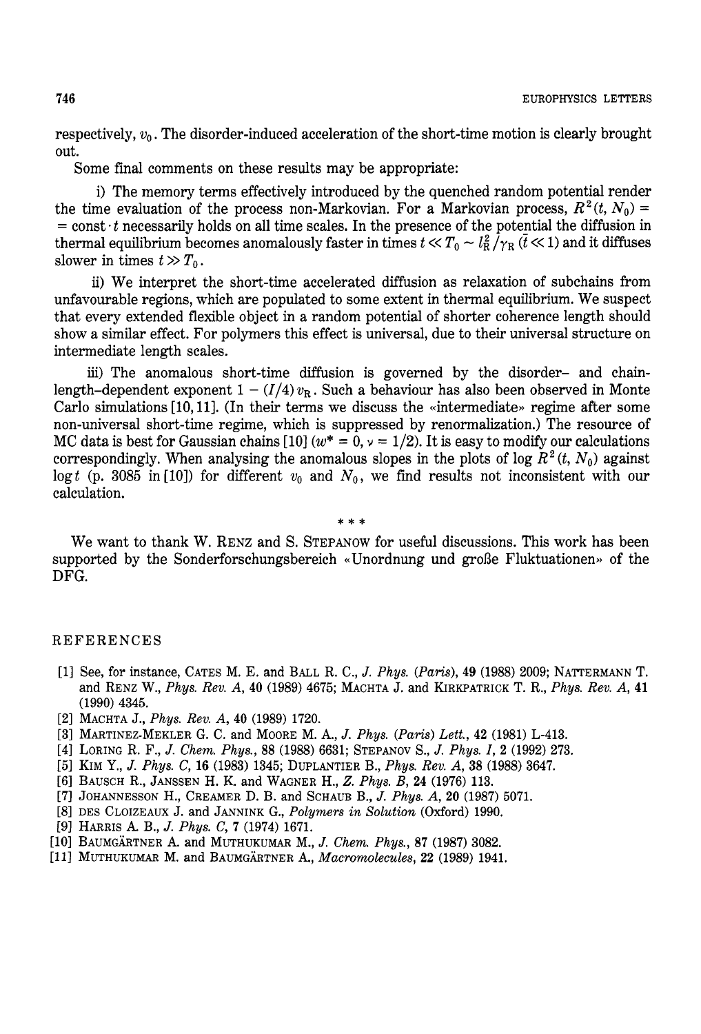respectively, $v_0$. The disorder-induced acceleration of the short-time motion is clearly brought out.

Some final comments on these results may be appropriate:

i) The memory terms effectively introduced by the quenched random potential render the time evaluation of the process non-Markovian. For a Markovian process, $R^2(t, N_0) = \text{const} \cdot t$ necessarily holds on all time scales. In the presence of the potential the diffusion in thermal equilibrium becomes anomalously faster in times $t \ll T_0 \sim l_R^2 / \gamma_R$ ($\bar{t} \ll 1$) and it diffuses slower in times $t \gg T_0$.

ii) We interpret the short-time accelerated diffusion as relaxation of subchains from unfavourable regions, which are populated to some extent in thermal equilibrium. We suspect that every extended flexible object in a random potential of shorter coherence length should show a similar effect. For polymers this effect is universal, due to their universal structure on intermediate length scales.

iii) The anomalous short-time diffusion is governed by the disorder- and chain-length-dependent exponent $1 - (I/4) v_R$. Such a behaviour has also been observed in Monte Carlo simulations [10, 11]. (In their terms we discuss the «intermediate» regime after some non-universal short-time regime, which is suppressed by renormalization.) The resource of MC data is best for Gaussian chains [10] ($w^* = 0$, $\nu = 1/2$). It is easy to modify our calculations correspondingly. When analysing the anomalous slopes in the plots of $\log R^2(t, N_0)$ against $\log t$ (p. 3085 in [10]) for different $v_0$ and $N_0$, we find results not inconsistent with our calculation.

\* \* \*

We want to thank W. Renz and S. Stepanow for useful discussions. This work has been supported by the Sonderforschungsbereich «Unordnung und große Fluktuationen» of the DFG.

## REFERENCES

[1] See, for instance, Cates M. E. and Ball R. C., *J. Phys. (Paris)*, 49 (1988) 2009; Nattermann T. and Renz W., *Phys. Rev. A*, 40 (1989) 4675; Machta J. and Kirkpatrick T. R., *Phys. Rev. A*, 41 (1990) 4345.

[2] Machta J., *Phys. Rev. A*, 40 (1989) 1720.

[3] Martinez-Mekler G. C. and Moore M. A., *J. Phys. (Paris) Lett.*, 42 (1981) L-413.

[4] Loring R. F., *J. Chem. Phys.*, 88 (1988) 6631; Stepanov S., *J. Phys. I*, 2 (1992) 273.

[5] Kim Y., *J. Phys. C*, 16 (1983) 1345; Duplantier B., *Phys. Rev. A*, 38 (1988) 3647.

[6] Bausch R., Janssen H. K. and Wagner H., *Z. Phys. B*, 24 (1976) 113.

[7] Johannesson H., Creamer D. B. and Schaub B., *J. Phys. A*, 20 (1987) 5071.

[8] des Cloizeaux J. and Jannink G., *Polymers in Solution* (Oxford) 1990.

[9] Harris A. B., *J. Phys. C*, 7 (1974) 1671.

[10] Baumgärtner A. and Muthukumar M., *J. Chem. Phys.*, 87 (1987) 3082.

[11] Muthukumar M. and Baumgärtner A., *Macromolecules*, 22 (1989) 1941.